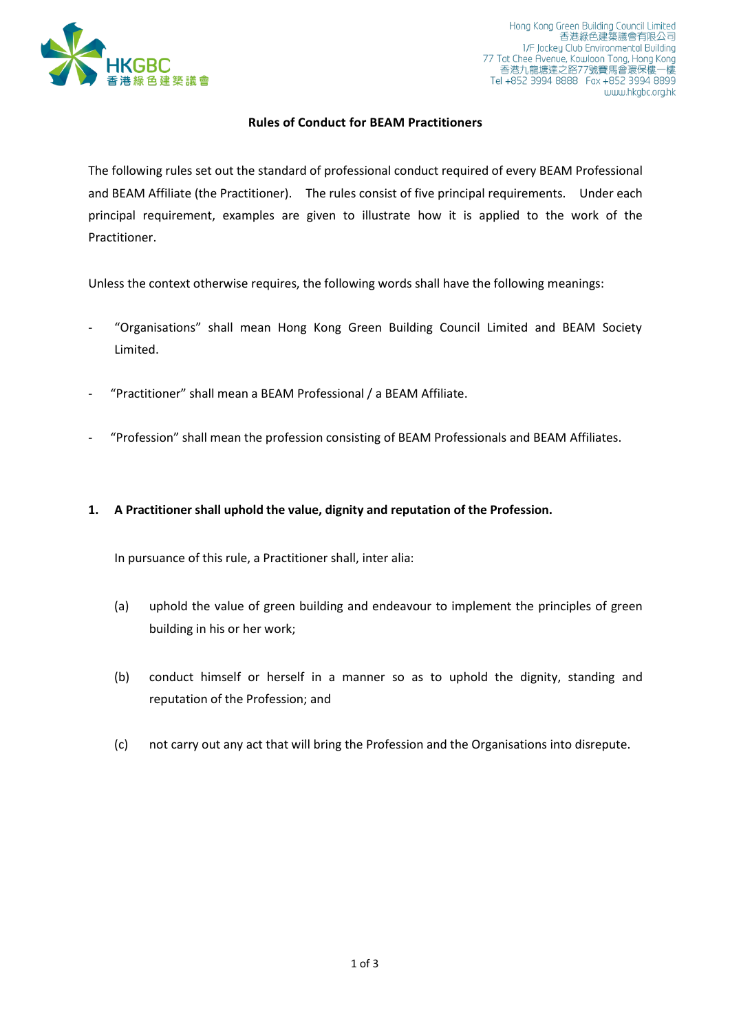Hong Kong Green Building Council Limited
香港綠色建築議會有限公司
1/F Jockey Club Environmental Building
77 Tat Chee Avenue, Kowloon Tong, Hong Kong
香港九龍塘達之路77號賽馬會環保樓一樓
Tel +852 3994 8888 Fax +852 3994 8899
www.hkgbc.org.hk

# Rules of Conduct for BEAM Practitioners

The following rules set out the standard of professional conduct required of every BEAM Professional and BEAM Affiliate (the Practitioner). The rules consist of five principal requirements. Under each principal requirement, examples are given to illustrate how it is applied to the work of the Practitioner.

Unless the context otherwise requires, the following words shall have the following meanings:

- "Organisations" shall mean Hong Kong Green Building Council Limited and BEAM Society Limited.
- "Practitioner" shall mean a BEAM Professional / a BEAM Affiliate.
- "Profession" shall mean the profession consisting of BEAM Professionals and BEAM Affiliates.

**1. A Practitioner shall uphold the value, dignity and reputation of the Profession.**

In pursuance of this rule, a Practitioner shall, inter alia:

(a) uphold the value of green building and endeavour to implement the principles of green building in his or her work;

(b) conduct himself or herself in a manner so as to uphold the dignity, standing and reputation of the Profession; and

(c) not carry out any act that will bring the Profession and the Organisations into disrepute.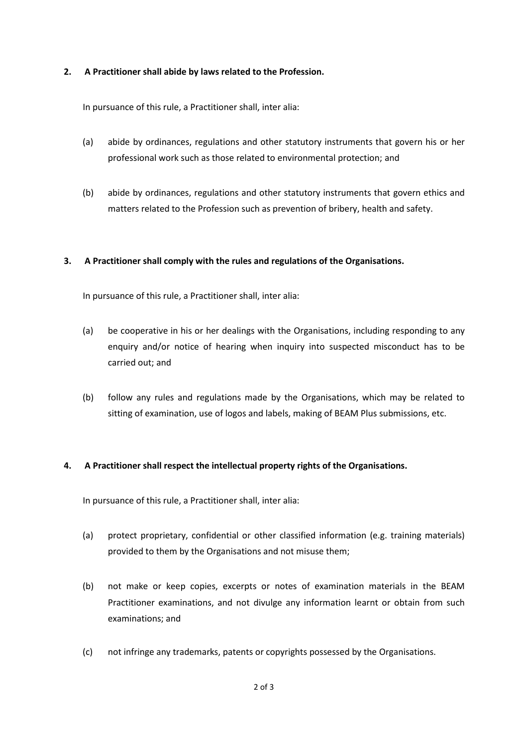**2. A Practitioner shall abide by laws related to the Profession.**

In pursuance of this rule, a Practitioner shall, inter alia:

(a) abide by ordinances, regulations and other statutory instruments that govern his or her professional work such as those related to environmental protection; and

(b) abide by ordinances, regulations and other statutory instruments that govern ethics and matters related to the Profession such as prevention of bribery, health and safety.

**3. A Practitioner shall comply with the rules and regulations of the Organisations.**

In pursuance of this rule, a Practitioner shall, inter alia:

(a) be cooperative in his or her dealings with the Organisations, including responding to any enquiry and/or notice of hearing when inquiry into suspected misconduct has to be carried out; and

(b) follow any rules and regulations made by the Organisations, which may be related to sitting of examination, use of logos and labels, making of BEAM Plus submissions, etc.

**4. A Practitioner shall respect the intellectual property rights of the Organisations.**

In pursuance of this rule, a Practitioner shall, inter alia:

(a) protect proprietary, confidential or other classified information (e.g. training materials) provided to them by the Organisations and not misuse them;

(b) not make or keep copies, excerpts or notes of examination materials in the BEAM Practitioner examinations, and not divulge any information learnt or obtain from such examinations; and

(c) not infringe any trademarks, patents or copyrights possessed by the Organisations.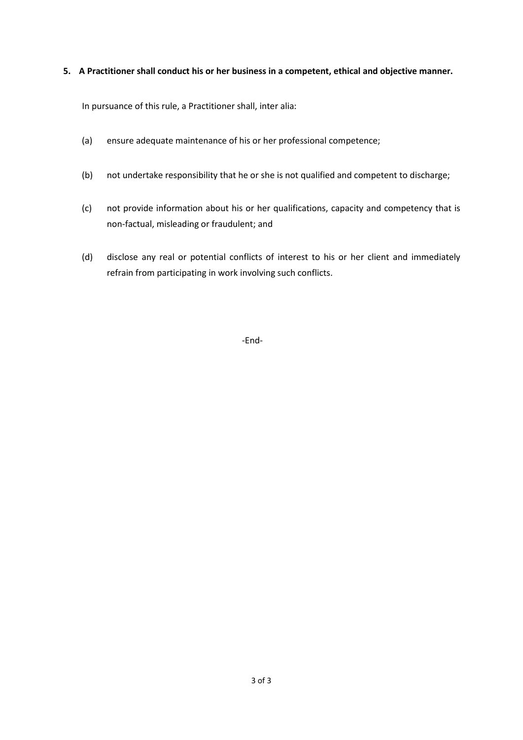**5. A Practitioner shall conduct his or her business in a competent, ethical and objective manner.**

In pursuance of this rule, a Practitioner shall, inter alia:

(a) ensure adequate maintenance of his or her professional competence;

(b) not undertake responsibility that he or she is not qualified and competent to discharge;

(c) not provide information about his or her qualifications, capacity and competency that is non-factual, misleading or fraudulent; and

(d) disclose any real or potential conflicts of interest to his or her client and immediately refrain from participating in work involving such conflicts.

-End-